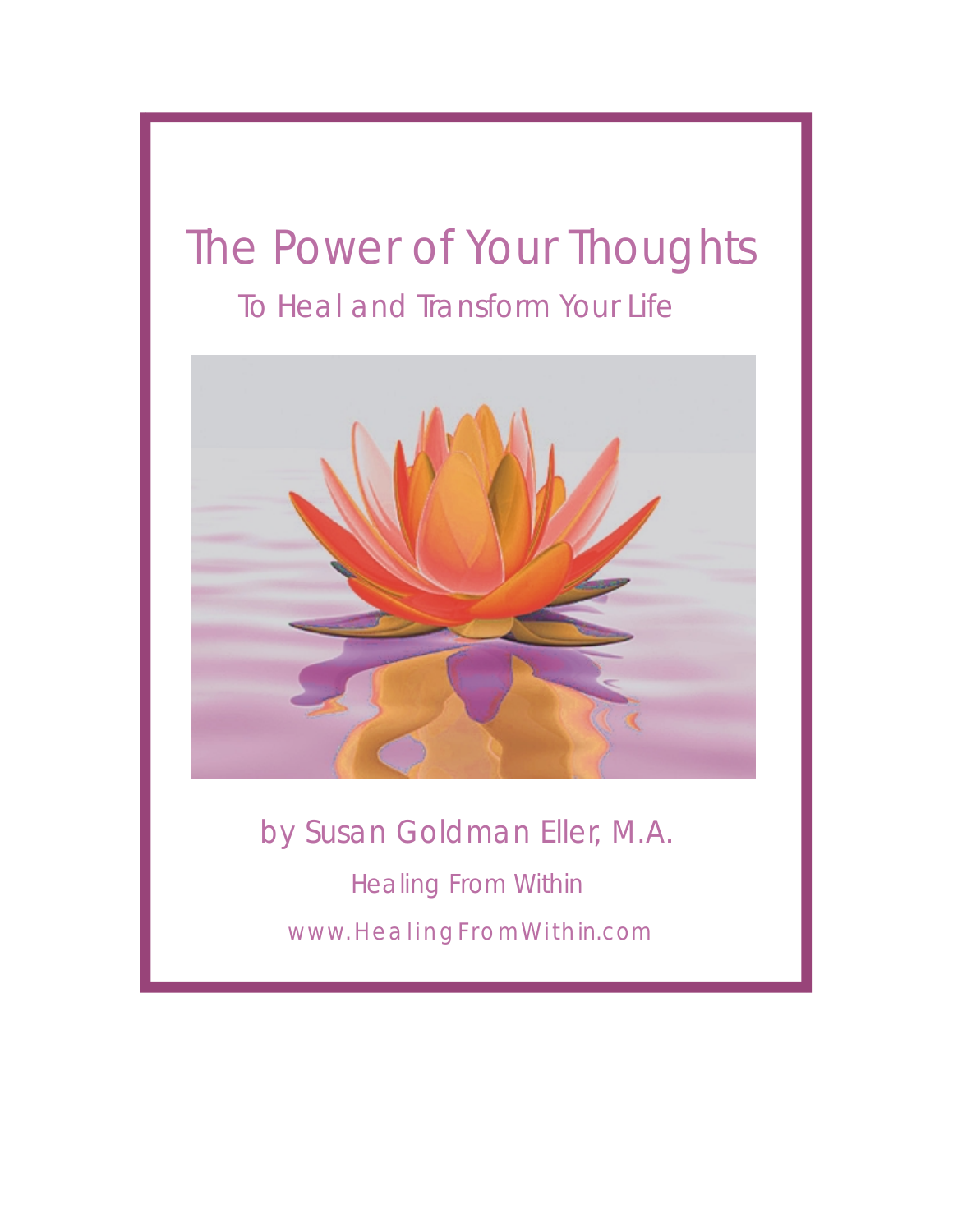# The Power of Your Thoughts

## To Heal and Transform Your Life

by Susan Goldman Eller, M.A.

Healing From Within

www.HealingFromWithin.com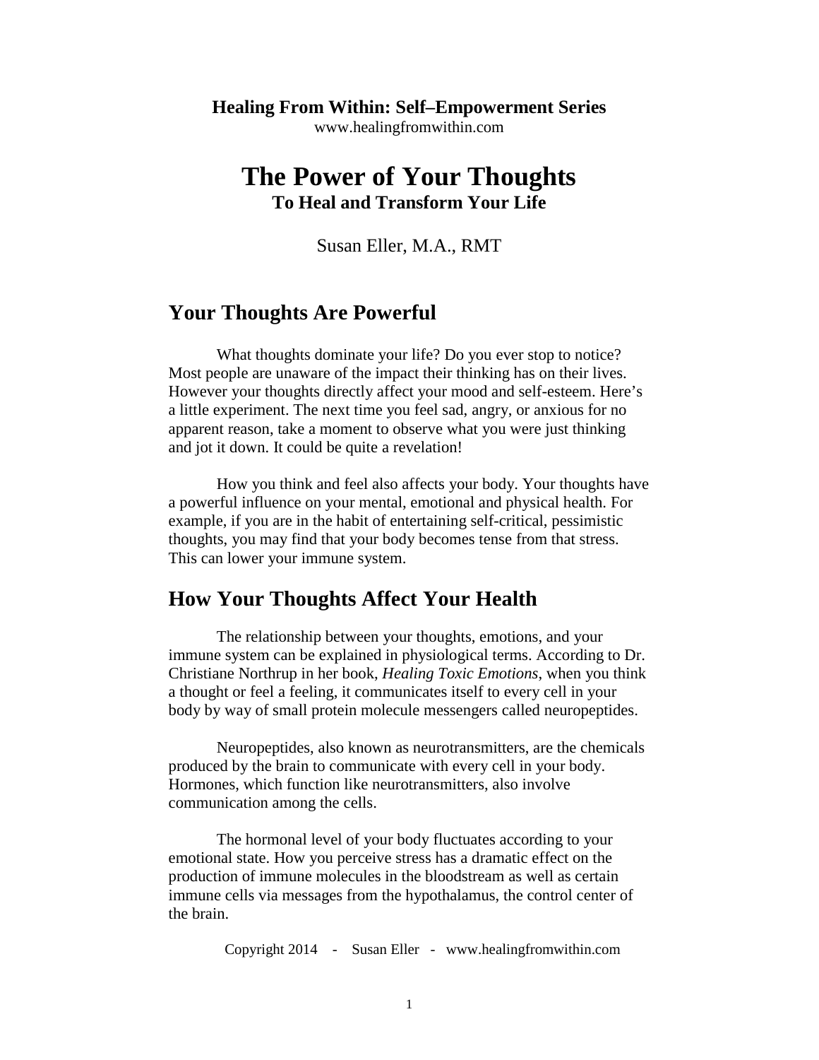**Healing From Within: Self–Empowerment Series**
www.healingfromwithin.com

# The Power of Your Thoughts

**To Heal and Transform Your Life**

Susan Eller, M.A., RMT

## Your Thoughts Are Powerful

What thoughts dominate your life? Do you ever stop to notice? Most people are unaware of the impact their thinking has on their lives. However your thoughts directly affect your mood and self-esteem. Here's a little experiment. The next time you feel sad, angry, or anxious for no apparent reason, take a moment to observe what you were just thinking and jot it down. It could be quite a revelation!

How you think and feel also affects your body. Your thoughts have a powerful influence on your mental, emotional and physical health. For example, if you are in the habit of entertaining self-critical, pessimistic thoughts, you may find that your body becomes tense from that stress. This can lower your immune system.

## How Your Thoughts Affect Your Health

The relationship between your thoughts, emotions, and your immune system can be explained in physiological terms. According to Dr. Christiane Northrup in her book, *Healing Toxic Emotions*, when you think a thought or feel a feeling, it communicates itself to every cell in your body by way of small protein molecule messengers called neuropeptides.

Neuropeptides, also known as neurotransmitters, are the chemicals produced by the brain to communicate with every cell in your body. Hormones, which function like neurotransmitters, also involve communication among the cells.

The hormonal level of your body fluctuates according to your emotional state. How you perceive stress has a dramatic effect on the production of immune molecules in the bloodstream as well as certain immune cells via messages from the hypothalamus, the control center of the brain.

Copyright 2014 - Susan Eller - www.healingfromwithin.com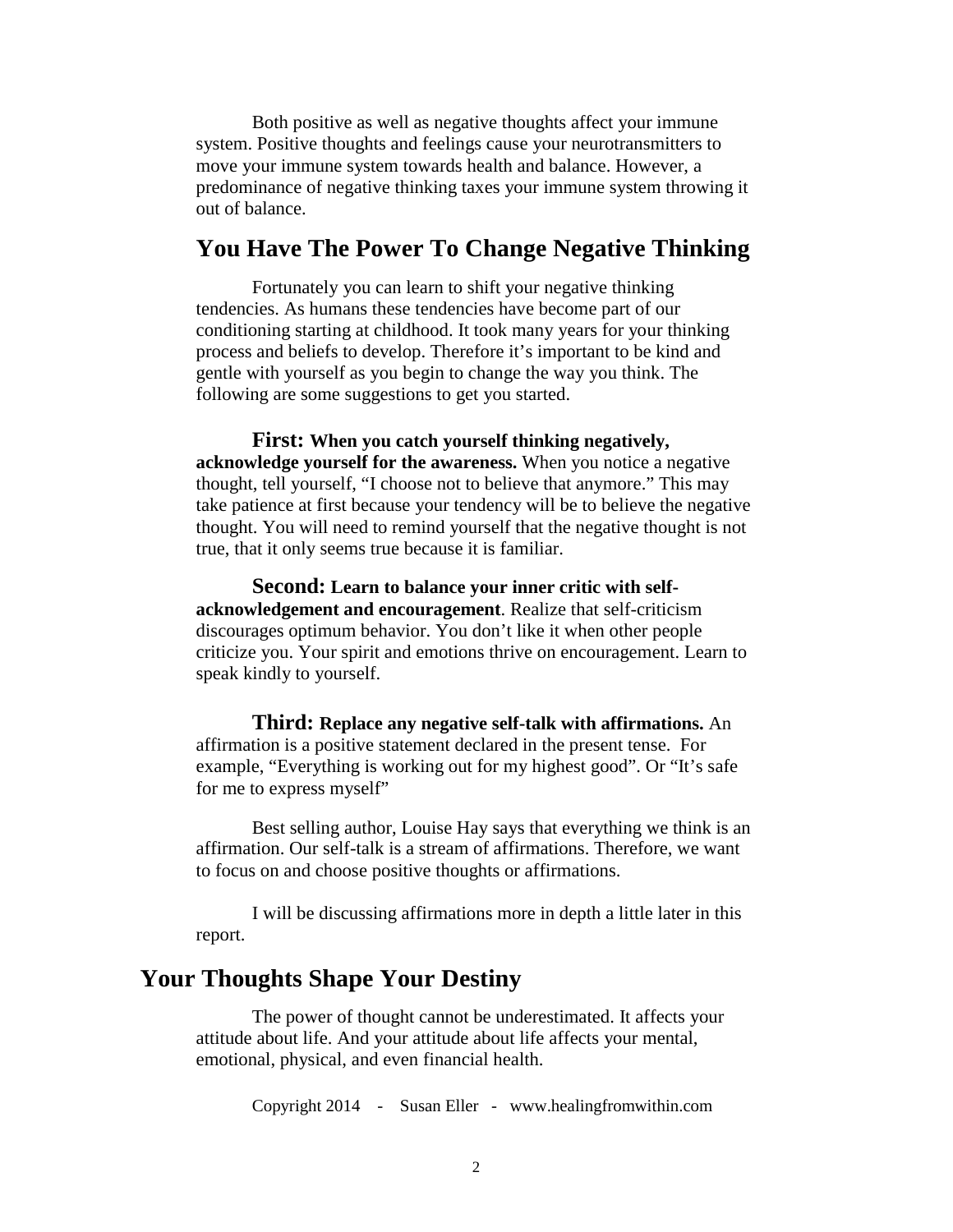Both positive as well as negative thoughts affect your immune system. Positive thoughts and feelings cause your neurotransmitters to move your immune system towards health and balance. However, a predominance of negative thinking taxes your immune system throwing it out of balance.

## You Have The Power To Change Negative Thinking

Fortunately you can learn to shift your negative thinking tendencies. As humans these tendencies have become part of our conditioning starting at childhood. It took many years for your thinking process and beliefs to develop. Therefore it's important to be kind and gentle with yourself as you begin to change the way you think. The following are some suggestions to get you started.

**First: When you catch yourself thinking negatively, acknowledge yourself for the awareness.** When you notice a negative thought, tell yourself, "I choose not to believe that anymore." This may take patience at first because your tendency will be to believe the negative thought. You will need to remind yourself that the negative thought is not true, that it only seems true because it is familiar.

**Second: Learn to balance your inner critic with self-acknowledgement and encouragement**. Realize that self-criticism discourages optimum behavior. You don't like it when other people criticize you. Your spirit and emotions thrive on encouragement. Learn to speak kindly to yourself.

**Third: Replace any negative self-talk with affirmations.** An affirmation is a positive statement declared in the present tense. For example, "Everything is working out for my highest good". Or "It's safe for me to express myself"

Best selling author, Louise Hay says that everything we think is an affirmation. Our self-talk is a stream of affirmations. Therefore, we want to focus on and choose positive thoughts or affirmations.

I will be discussing affirmations more in depth a little later in this report.

## Your Thoughts Shape Your Destiny

The power of thought cannot be underestimated. It affects your attitude about life. And your attitude about life affects your mental, emotional, physical, and even financial health.

Copyright 2014 - Susan Eller - www.healingfromwithin.com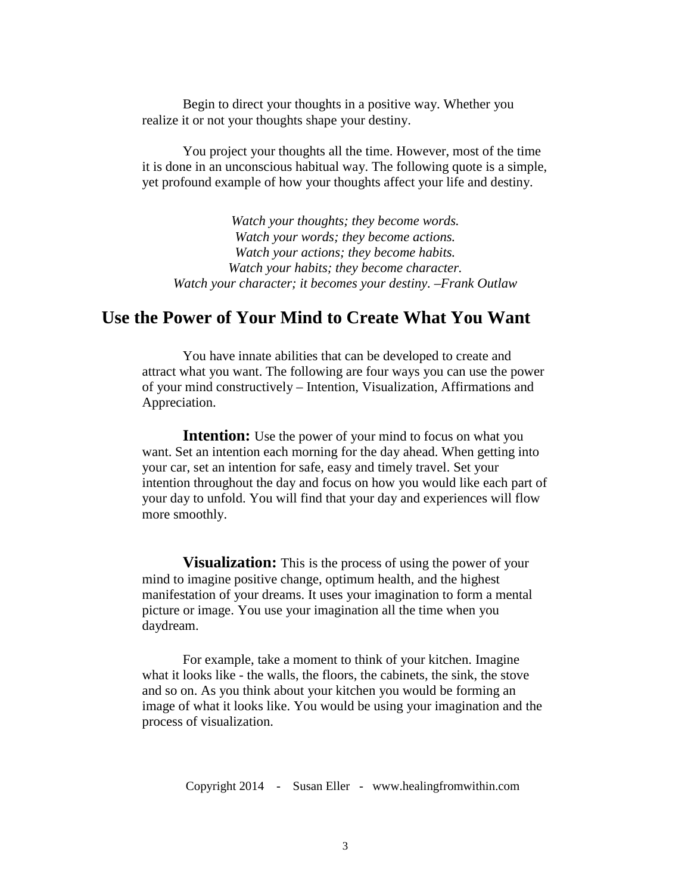Begin to direct your thoughts in a positive way. Whether you realize it or not your thoughts shape your destiny.

You project your thoughts all the time. However, most of the time it is done in an unconscious habitual way. The following quote is a simple, yet profound example of how your thoughts affect your life and destiny.

*Watch your thoughts; they become words.*
*Watch your words; they become actions.*
*Watch your actions; they become habits.*
*Watch your habits; they become character.*
*Watch your character; it becomes your destiny. –Frank Outlaw*

## Use the Power of Your Mind to Create What You Want

You have innate abilities that can be developed to create and attract what you want. The following are four ways you can use the power of your mind constructively – Intention, Visualization, Affirmations and Appreciation.

**Intention:** Use the power of your mind to focus on what you want. Set an intention each morning for the day ahead. When getting into your car, set an intention for safe, easy and timely travel. Set your intention throughout the day and focus on how you would like each part of your day to unfold. You will find that your day and experiences will flow more smoothly.

**Visualization:** This is the process of using the power of your mind to imagine positive change, optimum health, and the highest manifestation of your dreams. It uses your imagination to form a mental picture or image. You use your imagination all the time when you daydream.

For example, take a moment to think of your kitchen. Imagine what it looks like - the walls, the floors, the cabinets, the sink, the stove and so on. As you think about your kitchen you would be forming an image of what it looks like. You would be using your imagination and the process of visualization.

Copyright 2014 - Susan Eller - www.healingfromwithin.com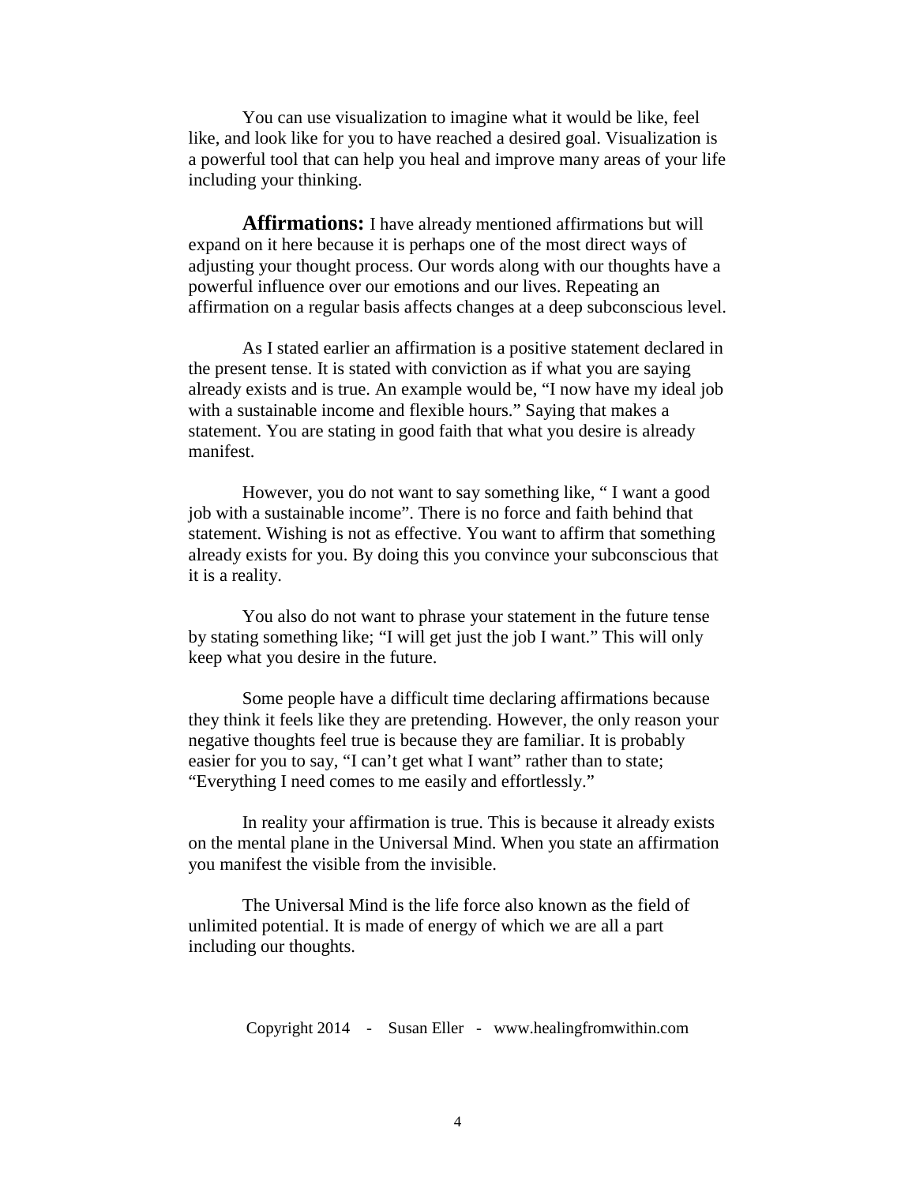You can use visualization to imagine what it would be like, feel like, and look like for you to have reached a desired goal. Visualization is a powerful tool that can help you heal and improve many areas of your life including your thinking.

**Affirmations:** I have already mentioned affirmations but will expand on it here because it is perhaps one of the most direct ways of adjusting your thought process. Our words along with our thoughts have a powerful influence over our emotions and our lives. Repeating an affirmation on a regular basis affects changes at a deep subconscious level.

As I stated earlier an affirmation is a positive statement declared in the present tense. It is stated with conviction as if what you are saying already exists and is true. An example would be, "I now have my ideal job with a sustainable income and flexible hours." Saying that makes a statement. You are stating in good faith that what you desire is already manifest.

However, you do not want to say something like, " I want a good job with a sustainable income". There is no force and faith behind that statement. Wishing is not as effective. You want to affirm that something already exists for you. By doing this you convince your subconscious that it is a reality.

You also do not want to phrase your statement in the future tense by stating something like; "I will get just the job I want." This will only keep what you desire in the future.

Some people have a difficult time declaring affirmations because they think it feels like they are pretending. However, the only reason your negative thoughts feel true is because they are familiar. It is probably easier for you to say, "I can't get what I want" rather than to state; "Everything I need comes to me easily and effortlessly."

In reality your affirmation is true. This is because it already exists on the mental plane in the Universal Mind. When you state an affirmation you manifest the visible from the invisible.

The Universal Mind is the life force also known as the field of unlimited potential. It is made of energy of which we are all a part including our thoughts.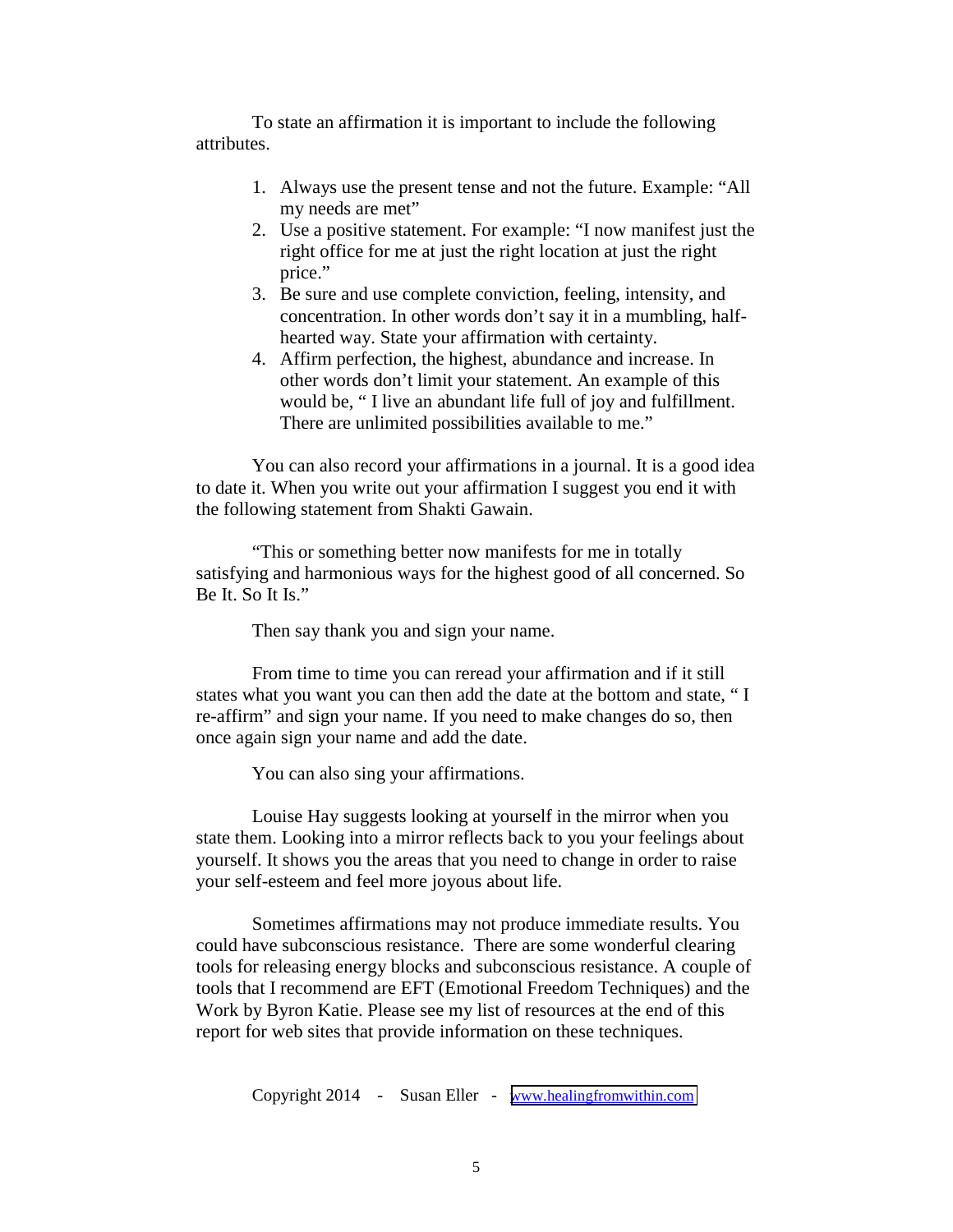To state an affirmation it is important to include the following attributes.

1. Always use the present tense and not the future. Example: "All my needs are met"
2. Use a positive statement. For example: "I now manifest just the right office for me at just the right location at just the right price."
3. Be sure and use complete conviction, feeling, intensity, and concentration. In other words don't say it in a mumbling, half-hearted way. State your affirmation with certainty.
4. Affirm perfection, the highest, abundance and increase. In other words don't limit your statement. An example of this would be, " I live an abundant life full of joy and fulfillment. There are unlimited possibilities available to me."

You can also record your affirmations in a journal. It is a good idea to date it. When you write out your affirmation I suggest you end it with the following statement from Shakti Gawain.

"This or something better now manifests for me in totally satisfying and harmonious ways for the highest good of all concerned. So Be It. So It Is."

Then say thank you and sign your name.

From time to time you can reread your affirmation and if it still states what you want you can then add the date at the bottom and state, " I re-affirm" and sign your name. If you need to make changes do so, then once again sign your name and add the date.

You can also sing your affirmations.

Louise Hay suggests looking at yourself in the mirror when you state them. Looking into a mirror reflects back to you your feelings about yourself. It shows you the areas that you need to change in order to raise your self-esteem and feel more joyous about life.

Sometimes affirmations may not produce immediate results. You could have subconscious resistance. There are some wonderful clearing tools for releasing energy blocks and subconscious resistance. A couple of tools that I recommend are EFT (Emotional Freedom Techniques) and the Work by Byron Katie. Please see my list of resources at the end of this report for web sites that provide information on these techniques.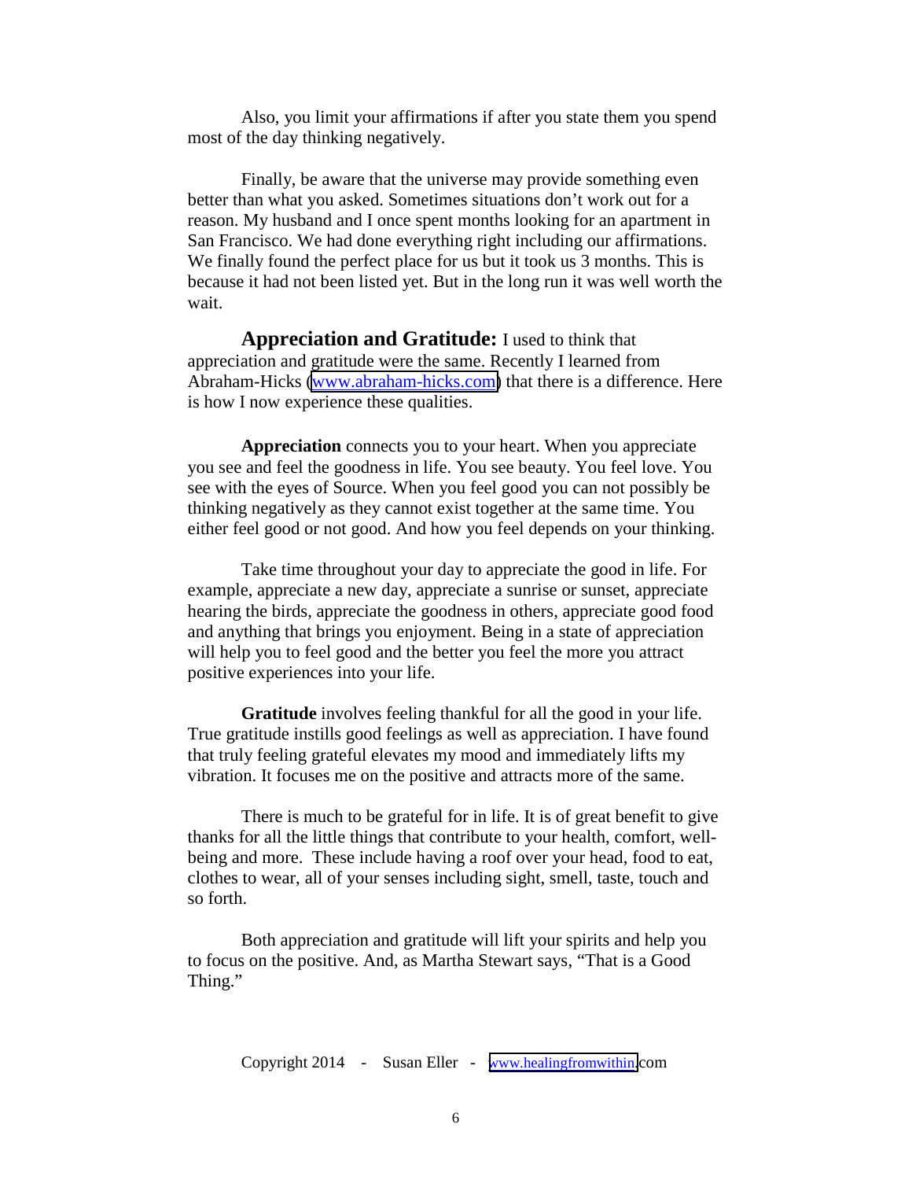Also, you limit your affirmations if after you state them you spend most of the day thinking negatively.

Finally, be aware that the universe may provide something even better than what you asked. Sometimes situations don't work out for a reason. My husband and I once spent months looking for an apartment in San Francisco. We had done everything right including our affirmations. We finally found the perfect place for us but it took us 3 months. This is because it had not been listed yet. But in the long run it was well worth the wait.

**Appreciation and Gratitude:** I used to think that appreciation and gratitude were the same. Recently I learned from Abraham-Hicks (www.abraham-hicks.com) that there is a difference. Here is how I now experience these qualities.

**Appreciation** connects you to your heart. When you appreciate you see and feel the goodness in life. You see beauty. You feel love. You see with the eyes of Source. When you feel good you can not possibly be thinking negatively as they cannot exist together at the same time. You either feel good or not good. And how you feel depends on your thinking.

Take time throughout your day to appreciate the good in life. For example, appreciate a new day, appreciate a sunrise or sunset, appreciate hearing the birds, appreciate the goodness in others, appreciate good food and anything that brings you enjoyment. Being in a state of appreciation will help you to feel good and the better you feel the more you attract positive experiences into your life.

**Gratitude** involves feeling thankful for all the good in your life. True gratitude instills good feelings as well as appreciation. I have found that truly feeling grateful elevates my mood and immediately lifts my vibration. It focuses me on the positive and attracts more of the same.

There is much to be grateful for in life. It is of great benefit to give thanks for all the little things that contribute to your health, comfort, well-being and more. These include having a roof over your head, food to eat, clothes to wear, all of your senses including sight, smell, taste, touch and so forth.

Both appreciation and gratitude will lift your spirits and help you to focus on the positive. And, as Martha Stewart says, "That is a Good Thing."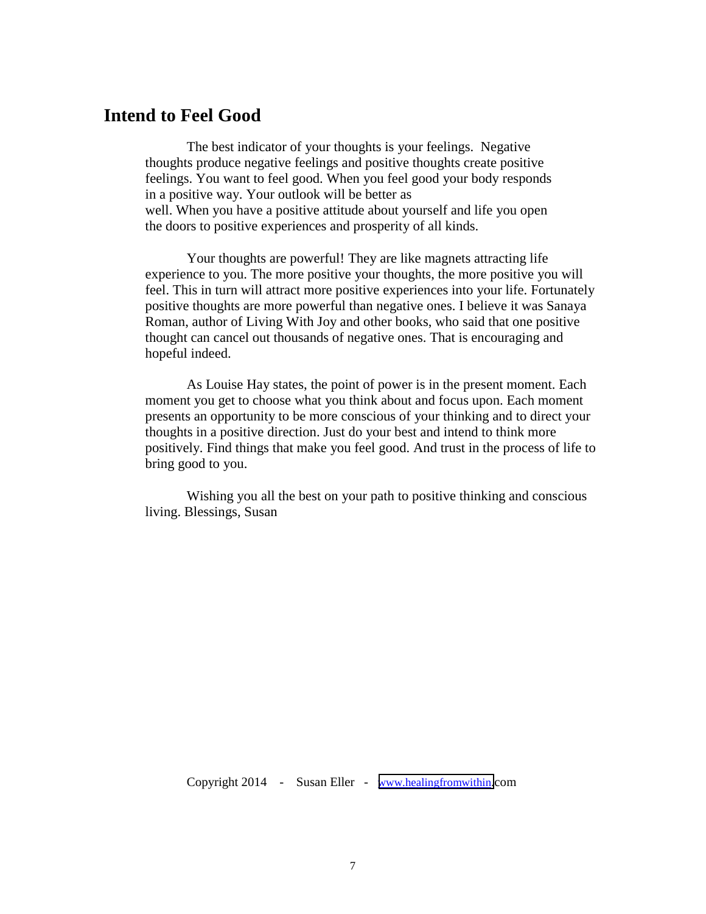## Intend to Feel Good

The best indicator of your thoughts is your feelings. Negative thoughts produce negative feelings and positive thoughts create positive feelings. You want to feel good. When you feel good your body responds in a positive way. Your outlook will be better as well. When you have a positive attitude about yourself and life you open the doors to positive experiences and prosperity of all kinds.

Your thoughts are powerful! They are like magnets attracting life experience to you. The more positive your thoughts, the more positive you will feel. This in turn will attract more positive experiences into your life. Fortunately positive thoughts are more powerful than negative ones. I believe it was Sanaya Roman, author of Living With Joy and other books, who said that one positive thought can cancel out thousands of negative ones. That is encouraging and hopeful indeed.

As Louise Hay states, the point of power is in the present moment. Each moment you get to choose what you think about and focus upon. Each moment presents an opportunity to be more conscious of your thinking and to direct your thoughts in a positive direction. Just do your best and intend to think more positively. Find things that make you feel good. And trust in the process of life to bring good to you.

Wishing you all the best on your path to positive thinking and conscious living. Blessings, Susan

Copyright 2014 - Susan Eller - www.healingfromwithin.com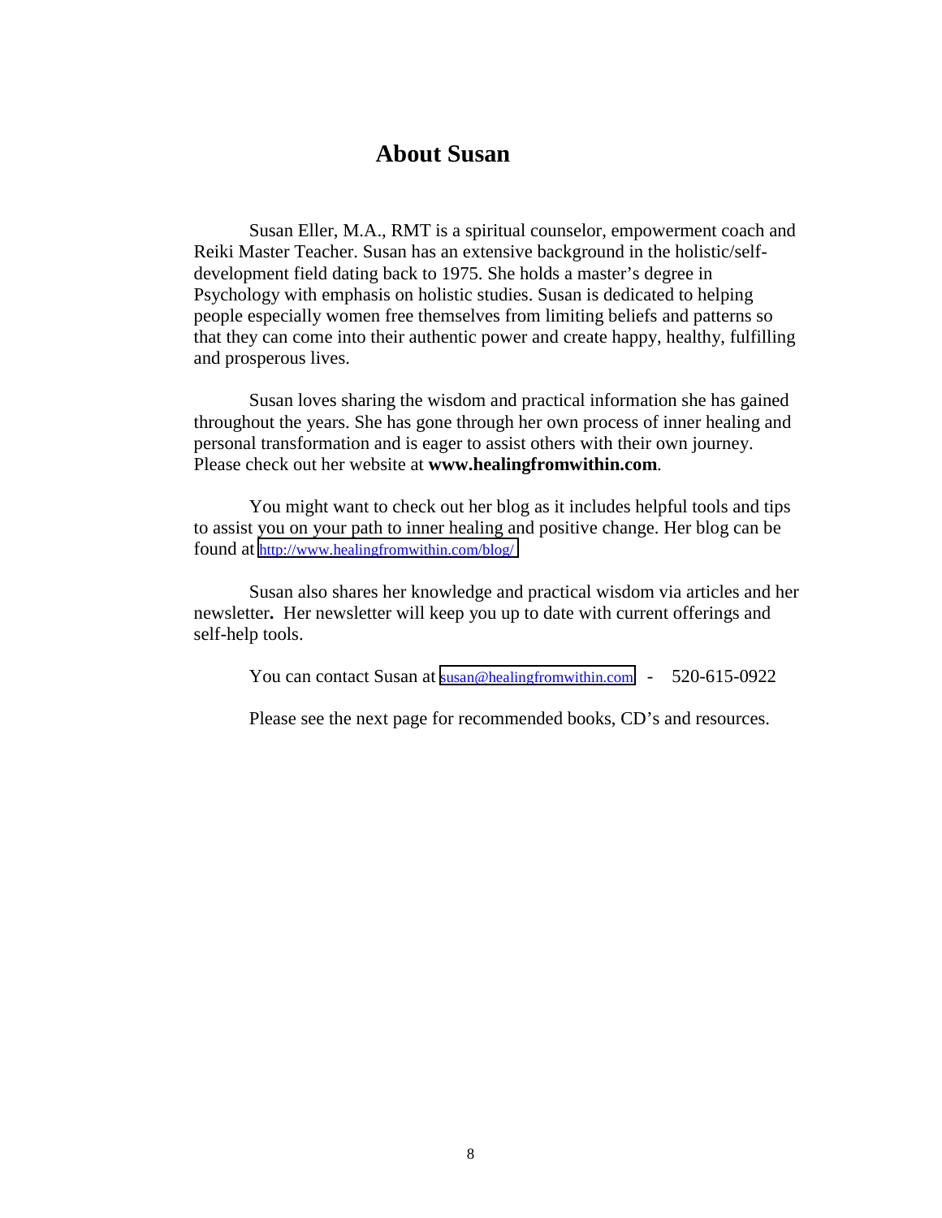# About Susan

Susan Eller, M.A., RMT is a spiritual counselor, empowerment coach and Reiki Master Teacher. Susan has an extensive background in the holistic/self-development field dating back to 1975. She holds a master's degree in Psychology with emphasis on holistic studies. Susan is dedicated to helping people especially women free themselves from limiting beliefs and patterns so that they can come into their authentic power and create happy, healthy, fulfilling and prosperous lives.

Susan loves sharing the wisdom and practical information she has gained throughout the years. She has gone through her own process of inner healing and personal transformation and is eager to assist others with their own journey. Please check out her website at **www.healingfromwithin.com**.

You might want to check out her blog as it includes helpful tools and tips to assist you on your path to inner healing and positive change. Her blog can be found at http://www.healingfromwithin.com/blog/

Susan also shares her knowledge and practical wisdom via articles and her newsletter**.** Her newsletter will keep you up to date with current offerings and self-help tools.

You can contact Susan at susan@healingfromwithin.com - 520-615-0922

Please see the next page for recommended books, CD's and resources.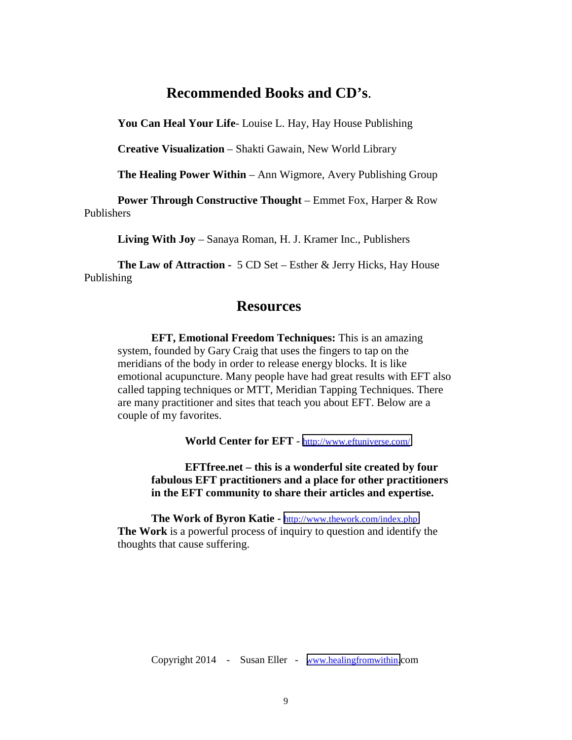## Recommended Books and CD's.

**You Can Heal Your Life**- Louise L. Hay, Hay House Publishing

**Creative Visualization** – Shakti Gawain, New World Library

**The Healing Power Within** – Ann Wigmore, Avery Publishing Group

**Power Through Constructive Thought** – Emmet Fox, Harper & Row Publishers

**Living With Joy** – Sanaya Roman, H. J. Kramer Inc., Publishers

**The Law of Attraction -** 5 CD Set – Esther & Jerry Hicks, Hay House Publishing

## Resources

**EFT, Emotional Freedom Techniques:** This is an amazing system, founded by Gary Craig that uses the fingers to tap on the meridians of the body in order to release energy blocks. It is like emotional acupuncture. Many people have had great results with EFT also called tapping techniques or MTT, Meridian Tapping Techniques. There are many practitioner and sites that teach you about EFT. Below are a couple of my favorites.

**World Center for EFT -** http://www.eftuniverse.com/

**EFTfree.net – this is a wonderful site created by four fabulous EFT practitioners and a place for other practitioners in the EFT community to share their articles and expertise.**

**The Work of Byron Katie -** http://www.thework.com/index.php
**The Work** is a powerful process of inquiry to question and identify the thoughts that cause suffering.

Copyright 2014 - Susan Eller - www.healingfromwithin.com